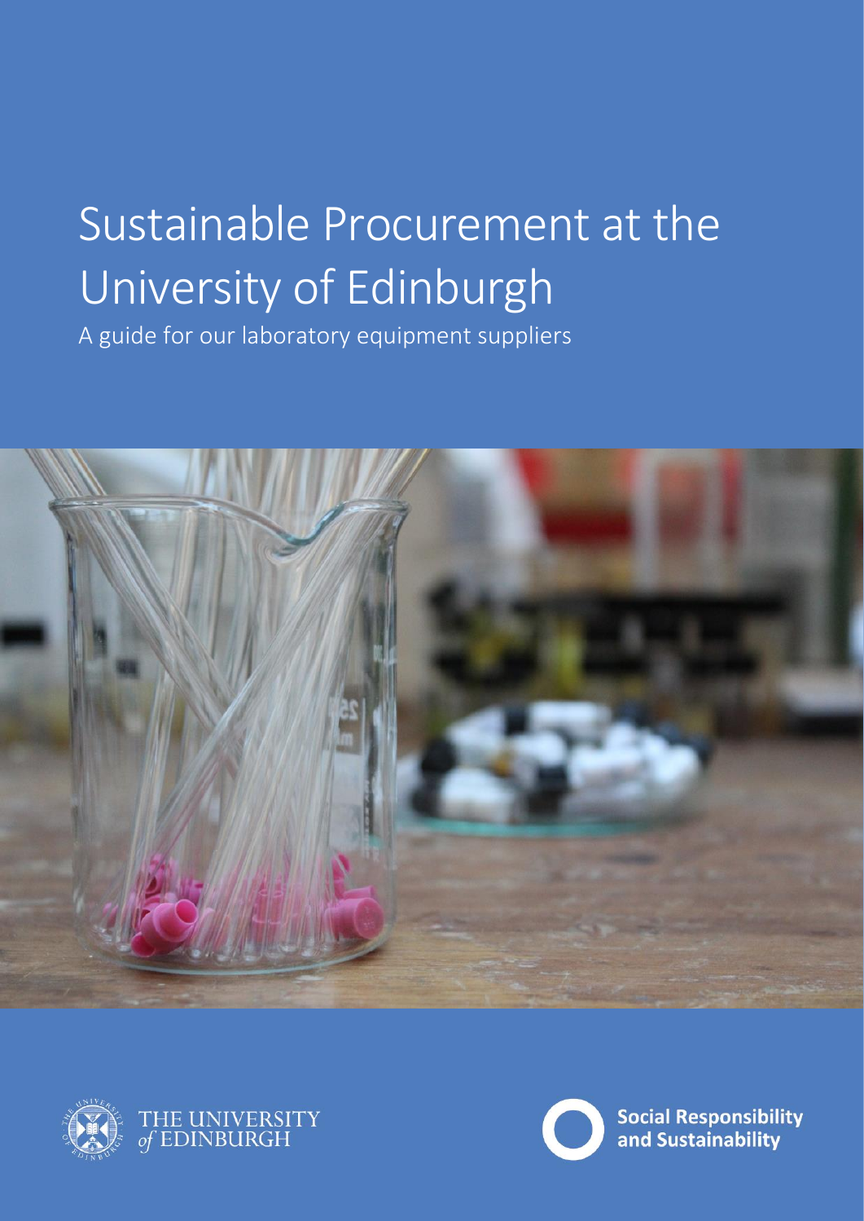# Sustainable Procurement at the University of Edinburgh

A guide for our laboratory equipment suppliers

THE UNIVERSITY of EDINBURGH

Social Responsibility and Sustainability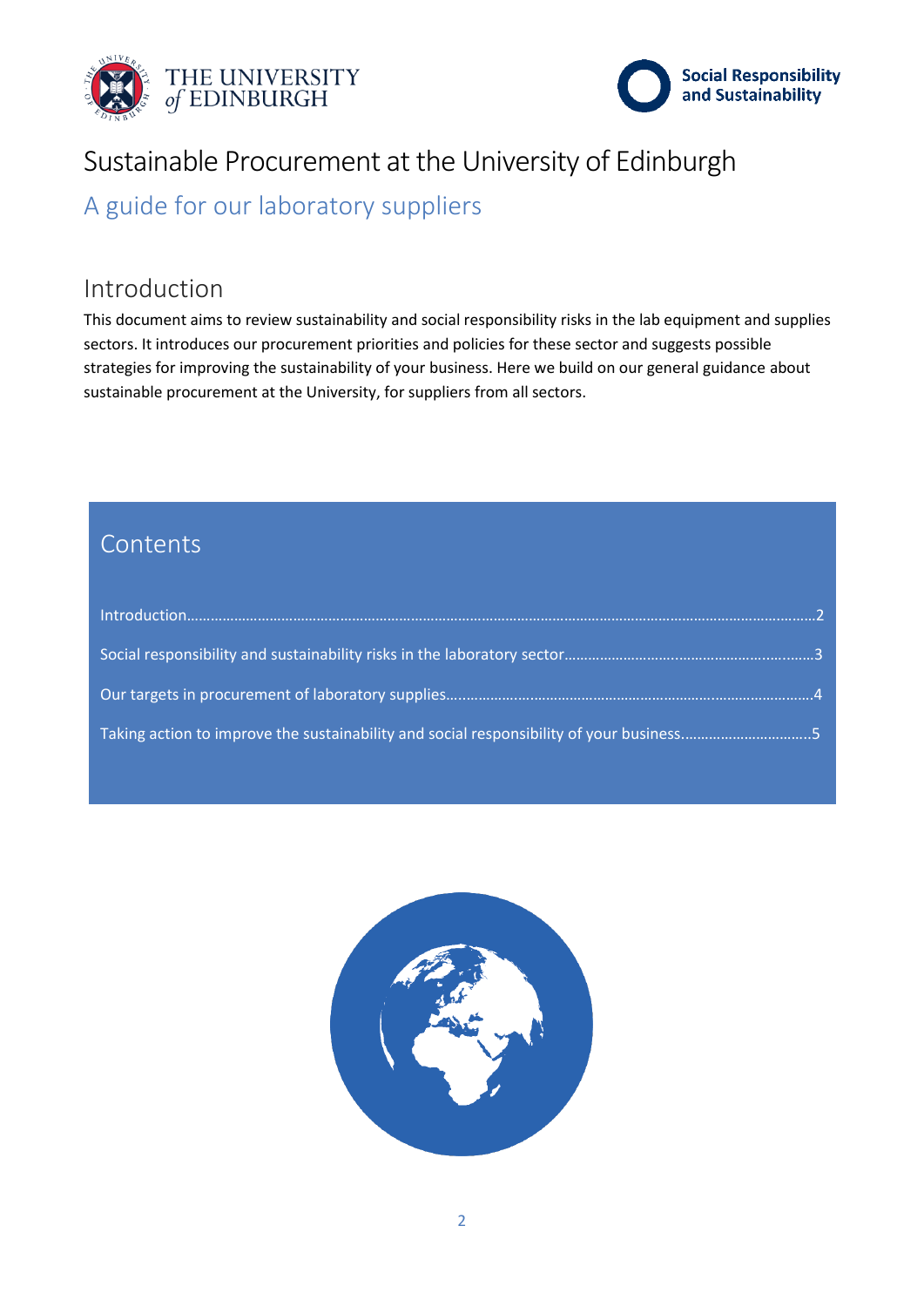# Sustainable Procurement at the University of Edinburgh

## A guide for our laboratory suppliers

## Introduction

This document aims to review sustainability and social responsibility risks in the lab equipment and supplies sectors. It introduces our procurement priorities and policies for these sector and suggests possible strategies for improving the sustainability of your business. Here we build on our general guidance about sustainable procurement at the University, for suppliers from all sectors.

## Contents

- Introduction.......................................................................................................................................2
- Social responsibility and sustainability risks in the laboratory sector..............................................3
- Our targets in procurement of laboratory supplies.........................................................................4
- Taking action to improve the sustainability and social responsibility of your business...................5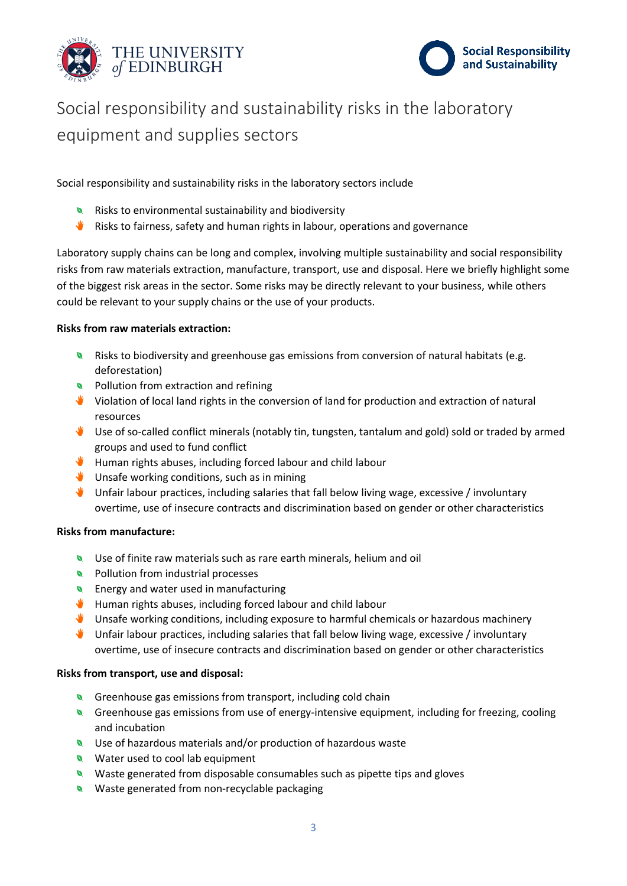# Social responsibility and sustainability risks in the laboratory equipment and supplies sectors

Social responsibility and sustainability risks in the laboratory sectors include

- Risks to environmental sustainability and biodiversity
- Risks to fairness, safety and human rights in labour, operations and governance

Laboratory supply chains can be long and complex, involving multiple sustainability and social responsibility risks from raw materials extraction, manufacture, transport, use and disposal. Here we briefly highlight some of the biggest risk areas in the sector. Some risks may be directly relevant to your business, while others could be relevant to your supply chains or the use of your products.

**Risks from raw materials extraction:**

- Risks to biodiversity and greenhouse gas emissions from conversion of natural habitats (e.g. deforestation)
- Pollution from extraction and refining
- Violation of local land rights in the conversion of land for production and extraction of natural resources
- Use of so-called conflict minerals (notably tin, tungsten, tantalum and gold) sold or traded by armed groups and used to fund conflict
- Human rights abuses, including forced labour and child labour
- Unsafe working conditions, such as in mining
- Unfair labour practices, including salaries that fall below living wage, excessive / involuntary overtime, use of insecure contracts and discrimination based on gender or other characteristics

**Risks from manufacture:**

- Use of finite raw materials such as rare earth minerals, helium and oil
- Pollution from industrial processes
- Energy and water used in manufacturing
- Human rights abuses, including forced labour and child labour
- Unsafe working conditions, including exposure to harmful chemicals or hazardous machinery
- Unfair labour practices, including salaries that fall below living wage, excessive / involuntary overtime, use of insecure contracts and discrimination based on gender or other characteristics

**Risks from transport, use and disposal:**

- Greenhouse gas emissions from transport, including cold chain
- Greenhouse gas emissions from use of energy-intensive equipment, including for freezing, cooling and incubation
- Use of hazardous materials and/or production of hazardous waste
- Water used to cool lab equipment
- Waste generated from disposable consumables such as pipette tips and gloves
- Waste generated from non-recyclable packaging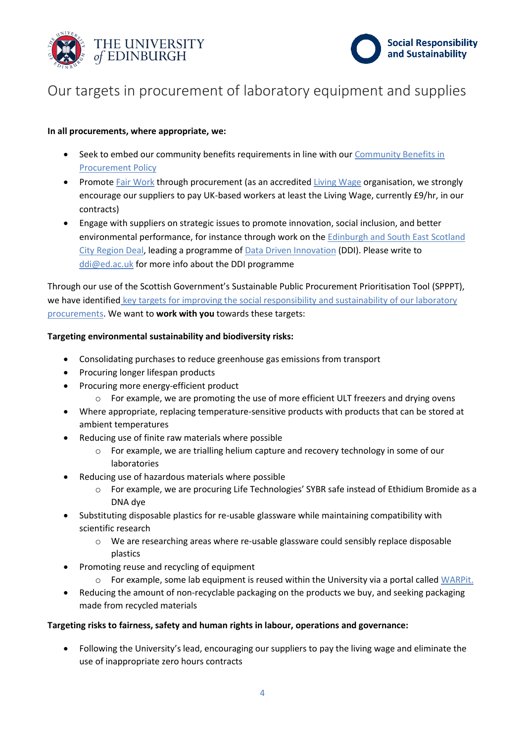# Our targets in procurement of laboratory equipment and supplies

**In all procurements, where appropriate, we:**

- Seek to embed our community benefits requirements in line with our Community Benefits in Procurement Policy
- Promote Fair Work through procurement (as an accredited Living Wage organisation, we strongly encourage our suppliers to pay UK-based workers at least the Living Wage, currently £9/hr, in our contracts)
- Engage with suppliers on strategic issues to promote innovation, social inclusion, and better environmental performance, for instance through work on the Edinburgh and South East Scotland City Region Deal, leading a programme of Data Driven Innovation (DDI). Please write to ddi@ed.ac.uk for more info about the DDI programme

Through our use of the Scottish Government's Sustainable Public Procurement Prioritisation Tool (SPPPT), we have identified key targets for improving the social responsibility and sustainability of our laboratory procurements. We want to **work with you** towards these targets:

**Targeting environmental sustainability and biodiversity risks:**

- Consolidating purchases to reduce greenhouse gas emissions from transport
- Procuring longer lifespan products
- Procuring more energy-efficient product
  - For example, we are promoting the use of more efficient ULT freezers and drying ovens
- Where appropriate, replacing temperature-sensitive products with products that can be stored at ambient temperatures
- Reducing use of finite raw materials where possible
  - For example, we are trialling helium capture and recovery technology in some of our laboratories
- Reducing use of hazardous materials where possible
  - For example, we are procuring Life Technologies' SYBR safe instead of Ethidium Bromide as a DNA dye
- Substituting disposable plastics for re-usable glassware while maintaining compatibility with scientific research
  - We are researching areas where re-usable glassware could sensibly replace disposable plastics
- Promoting reuse and recycling of equipment
  - For example, some lab equipment is reused within the University via a portal called WARPit.
- Reducing the amount of non-recyclable packaging on the products we buy, and seeking packaging made from recycled materials

**Targeting risks to fairness, safety and human rights in labour, operations and governance:**

- Following the University's lead, encouraging our suppliers to pay the living wage and eliminate the use of inappropriate zero hours contracts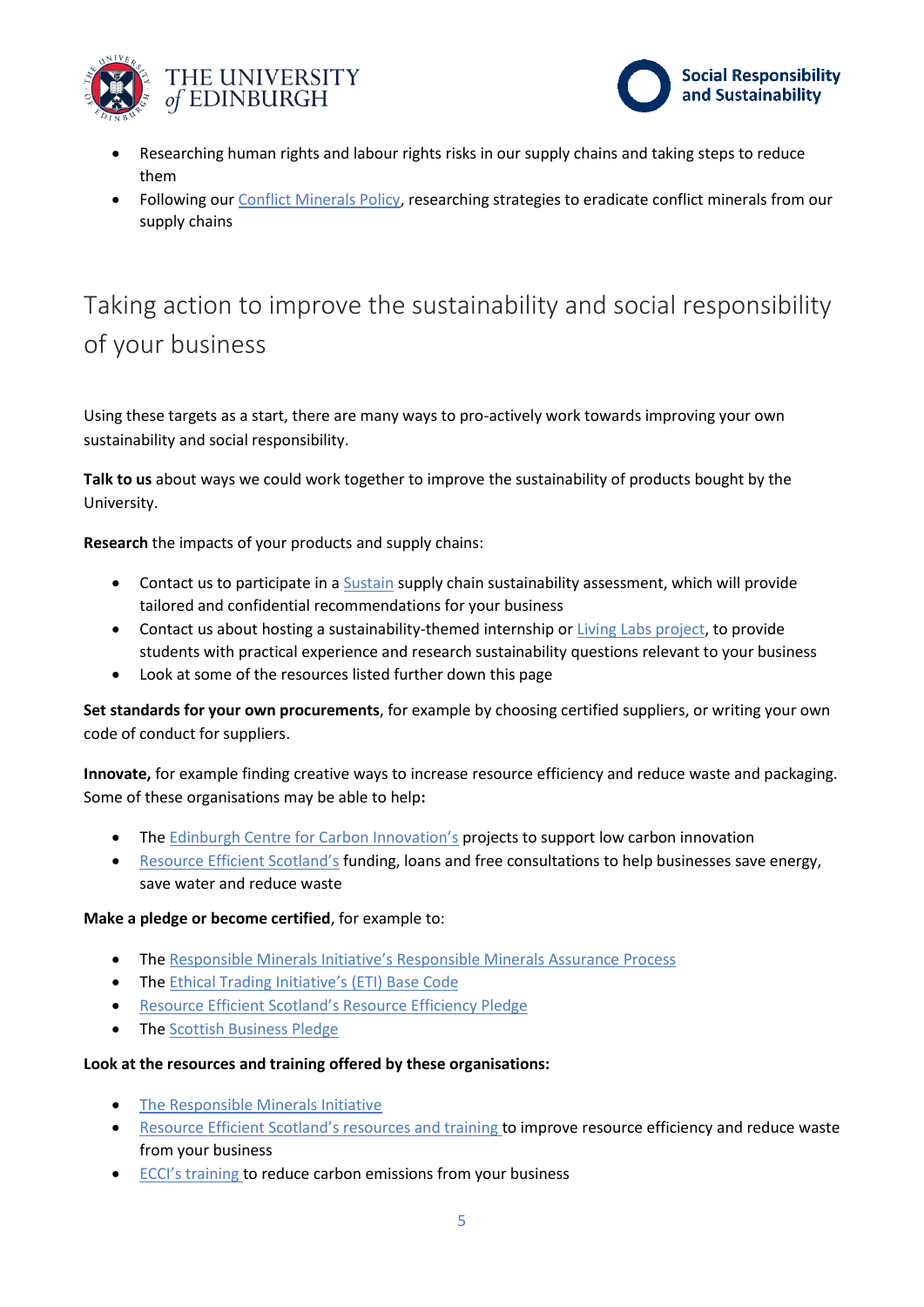- Researching human rights and labour rights risks in our supply chains and taking steps to reduce them
- Following our Conflict Minerals Policy, researching strategies to eradicate conflict minerals from our supply chains

## Taking action to improve the sustainability and social responsibility of your business

Using these targets as a start, there are many ways to pro-actively work towards improving your own sustainability and social responsibility.

**Talk to us** about ways we could work together to improve the sustainability of products bought by the University.

**Research** the impacts of your products and supply chains:

- Contact us to participate in a Sustain supply chain sustainability assessment, which will provide tailored and confidential recommendations for your business
- Contact us about hosting a sustainability-themed internship or Living Labs project, to provide students with practical experience and research sustainability questions relevant to your business
- Look at some of the resources listed further down this page

**Set standards for your own procurements**, for example by choosing certified suppliers, or writing your own code of conduct for suppliers.

**Innovate,** for example finding creative ways to increase resource efficiency and reduce waste and packaging. Some of these organisations may be able to help**:**

- The Edinburgh Centre for Carbon Innovation's projects to support low carbon innovation
- Resource Efficient Scotland's funding, loans and free consultations to help businesses save energy, save water and reduce waste

**Make a pledge or become certified**, for example to:

- The Responsible Minerals Initiative's Responsible Minerals Assurance Process
- The Ethical Trading Initiative's (ETI) Base Code
- Resource Efficient Scotland's Resource Efficiency Pledge
- The Scottish Business Pledge

**Look at the resources and training offered by these organisations:**

- The Responsible Minerals Initiative
- Resource Efficient Scotland's resources and training to improve resource efficiency and reduce waste from your business
- ECCI's training to reduce carbon emissions from your business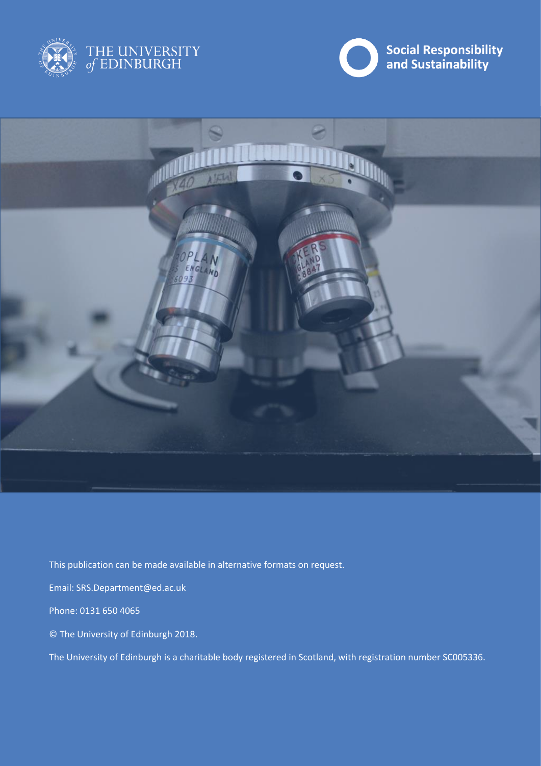THE UNIVERSITY of EDINBURGH

Social Responsibility and Sustainability

This publication can be made available in alternative formats on request.

Email: SRS.Department@ed.ac.uk

Phone: 0131 650 4065

© The University of Edinburgh 2018.

The University of Edinburgh is a charitable body registered in Scotland, with registration number SC005336.